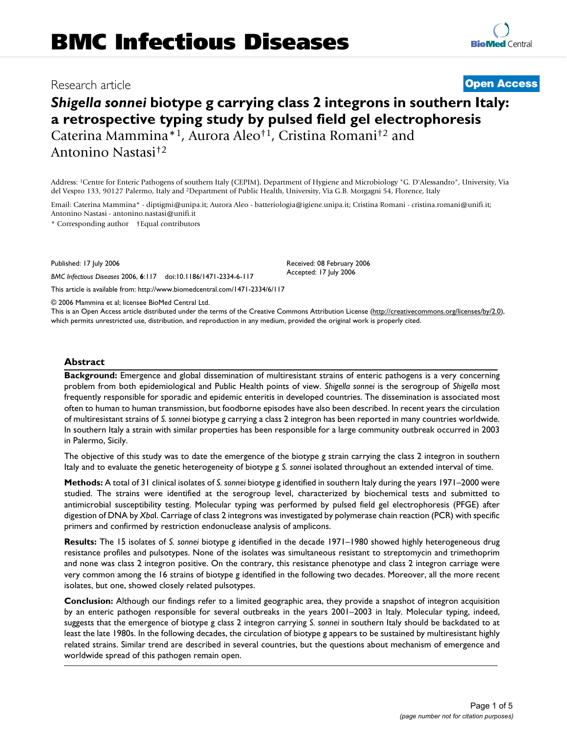Research article

**Open Access**

# *Shigella sonnei* biotype g carrying class 2 integrons in southern Italy: a retrospective typing study by pulsed field gel electrophoresis

Caterina Mammina*[1], Aurora Aleo†[1], Cristina Romani†[2] and Antonino Nastasi†[2]

Address: [1]Centre for Enteric Pathogens of southern Italy (CEPIM), Department of Hygiene and Microbiology "G. D'Alessandro", University, Via del Vespro 133, 90127 Palermo, Italy and [2]Department of Public Health, University, Via G.B. Morgagni 54, Florence, Italy

Email: Caterina Mammina* - diptigmi@unipa.it; Aurora Aleo - batteriologia@igiene.unipa.it; Cristina Romani - cristina.romani@unifi.it; Antonino Nastasi - antonino.nastasi@unifi.it

\* Corresponding author †Equal contributors

Published: 17 July 2006

*BMC Infectious Diseases* 2006, **6**:117 doi:10.1186/1471-2334-6-117

Received: 08 February 2006
Accepted: 17 July 2006

This article is available from: http://www.biomedcentral.com/1471-2334/6/117

© 2006 Mammina et al; licensee BioMed Central Ltd.
This is an Open Access article distributed under the terms of the Creative Commons Attribution License (http://creativecommons.org/licenses/by/2.0), which permits unrestricted use, distribution, and reproduction in any medium, provided the original work is properly cited.

## Abstract

**Background:** Emergence and global dissemination of multiresistant strains of enteric pathogens is a very concerning problem from both epidemiological and Public Health points of view. *Shigella sonnei* is the serogroup of *Shigella* most frequently responsible for sporadic and epidemic enteritis in developed countries. The dissemination is associated most often to human to human transmission, but foodborne episodes have also been described. In recent years the circulation of multiresistant strains of *S. sonnei* biotype g carrying a class 2 integron has been reported in many countries worldwide. In southern Italy a strain with similar properties has been responsible for a large community outbreak occurred in 2003 in Palermo, Sicily.

The objective of this study was to date the emergence of the biotype g strain carrying the class 2 integron in southern Italy and to evaluate the genetic heterogeneity of biotype g *S. sonnei* isolated throughout an extended interval of time.

**Methods:** A total of 31 clinical isolates of *S. sonnei* biotype g identified in southern Italy during the years 1971–2000 were studied. The strains were identified at the serogroup level, characterized by biochemical tests and submitted to antimicrobial susceptibility testing. Molecular typing was performed by pulsed field gel electrophoresis (PFGE) after digestion of DNA by *Xba*I. Carriage of class 2 integrons was investigated by polymerase chain reaction (PCR) with specific primers and confirmed by restriction endonuclease analysis of amplicons.

**Results:** The 15 isolates of *S. sonnei* biotype g identified in the decade 1971–1980 showed highly heterogeneous drug resistance profiles and pulsotypes. None of the isolates was simultaneous resistant to streptomycin and trimethoprim and none was class 2 integron positive. On the contrary, this resistance phenotype and class 2 integron carriage were very common among the 16 strains of biotype g identified in the following two decades. Moreover, all the more recent isolates, but one, showed closely related pulsotypes.

**Conclusion:** Although our findings refer to a limited geographic area, they provide a snapshot of integron acquisition by an enteric pathogen responsible for several outbreaks in the years 2001–2003 in Italy. Molecular typing, indeed, suggests that the emergence of biotype g class 2 integron carrying *S. sonnei* in southern Italy should be backdated to at least the late 1980s. In the following decades, the circulation of biotype g appears to be sustained by multiresistant highly related strains. Similar trend are described in several countries, but the questions about mechanism of emergence and worldwide spread of this pathogen remain open.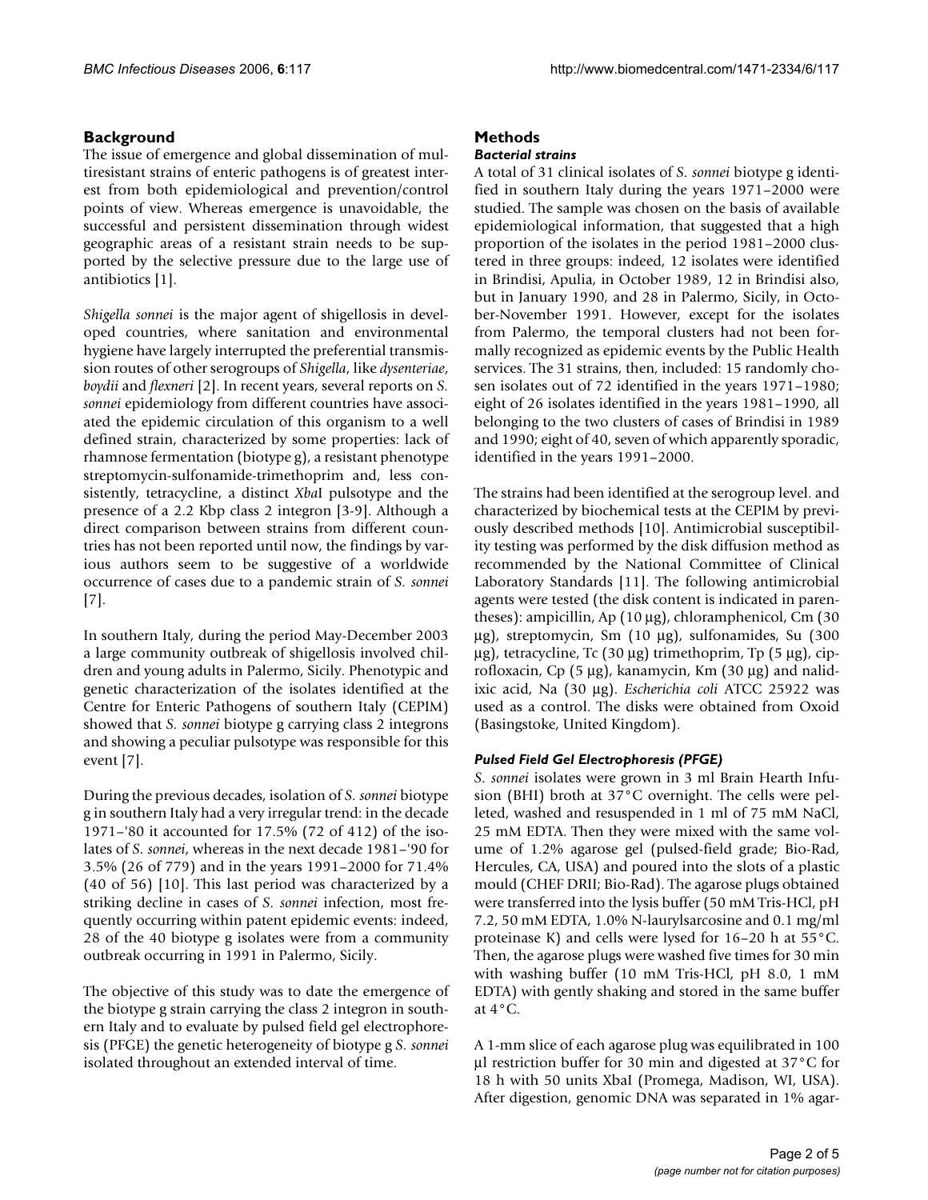## Background

The issue of emergence and global dissemination of multiresistant strains of enteric pathogens is of greatest interest from both epidemiological and prevention/control points of view. Whereas emergence is unavoidable, the successful and persistent dissemination through widest geographic areas of a resistant strain needs to be supported by the selective pressure due to the large use of antibiotics [1].

*Shigella sonnei* is the major agent of shigellosis in developed countries, where sanitation and environmental hygiene have largely interrupted the preferential transmission routes of other serogroups of *Shigella*, like *dysenteriae*, *boydii* and *flexneri* [2]. In recent years, several reports on *S. sonnei* epidemiology from different countries have associated the epidemic circulation of this organism to a well defined strain, characterized by some properties: lack of rhamnose fermentation (biotype g), a resistant phenotype streptomycin-sulfonamide-trimethoprim and, less consistently, tetracycline, a distinct *Xba*I pulsotype and the presence of a 2.2 Kbp class 2 integron [3-9]. Although a direct comparison between strains from different countries has not been reported until now, the findings by various authors seem to be suggestive of a worldwide occurrence of cases due to a pandemic strain of *S. sonnei* [7].

In southern Italy, during the period May-December 2003 a large community outbreak of shigellosis involved children and young adults in Palermo, Sicily. Phenotypic and genetic characterization of the isolates identified at the Centre for Enteric Pathogens of southern Italy (CEPIM) showed that *S. sonnei* biotype g carrying class 2 integrons and showing a peculiar pulsotype was responsible for this event [7].

During the previous decades, isolation of *S. sonnei* biotype g in southern Italy had a very irregular trend: in the decade 1971–'80 it accounted for 17.5% (72 of 412) of the isolates of *S. sonnei*, whereas in the next decade 1981–'90 for 3.5% (26 of 779) and in the years 1991–2000 for 71.4% (40 of 56) [10]. This last period was characterized by a striking decline in cases of *S. sonnei* infection, most frequently occurring within patent epidemic events: indeed, 28 of the 40 biotype g isolates were from a community outbreak occurring in 1991 in Palermo, Sicily.

The objective of this study was to date the emergence of the biotype g strain carrying the class 2 integron in southern Italy and to evaluate by pulsed field gel electrophoresis (PFGE) the genetic heterogeneity of biotype g *S. sonnei* isolated throughout an extended interval of time.

## Methods

### *Bacterial strains*

A total of 31 clinical isolates of *S. sonnei* biotype g identified in southern Italy during the years 1971–2000 were studied. The sample was chosen on the basis of available epidemiological information, that suggested that a high proportion of the isolates in the period 1981–2000 clustered in three groups: indeed, 12 isolates were identified in Brindisi, Apulia, in October 1989, 12 in Brindisi also, but in January 1990, and 28 in Palermo, Sicily, in October-November 1991. However, except for the isolates from Palermo, the temporal clusters had not been formally recognized as epidemic events by the Public Health services. The 31 strains, then, included: 15 randomly chosen isolates out of 72 identified in the years 1971–1980; eight of 26 isolates identified in the years 1981–1990, all belonging to the two clusters of cases of Brindisi in 1989 and 1990; eight of 40, seven of which apparently sporadic, identified in the years 1991–2000.

The strains had been identified at the serogroup level. and characterized by biochemical tests at the CEPIM by previously described methods [10]. Antimicrobial susceptibility testing was performed by the disk diffusion method as recommended by the National Committee of Clinical Laboratory Standards [11]. The following antimicrobial agents were tested (the disk content is indicated in parentheses): ampicillin, Ap (10 μg), chloramphenicol, Cm (30 μg), streptomycin, Sm (10 μg), sulfonamides, Su (300 μg), tetracycline, Tc (30 μg) trimethoprim, Tp (5 μg), ciprofloxacin, Cp (5 μg), kanamycin, Km (30 μg) and nalidixic acid, Na (30 μg). *Escherichia coli* ATCC 25922 was used as a control. The disks were obtained from Oxoid (Basingstoke, United Kingdom).

### *Pulsed Field Gel Electrophoresis (PFGE)*

*S. sonnei* isolates were grown in 3 ml Brain Hearth Infusion (BHI) broth at 37°C overnight. The cells were pelleted, washed and resuspended in 1 ml of 75 mM NaCl, 25 mM EDTA. Then they were mixed with the same volume of 1.2% agarose gel (pulsed-field grade; Bio-Rad, Hercules, CA, USA) and poured into the slots of a plastic mould (CHEF DRII; Bio-Rad). The agarose plugs obtained were transferred into the lysis buffer (50 mM Tris-HCl, pH 7.2, 50 mM EDTA, 1.0% N-laurylsarcosine and 0.1 mg/ml proteinase K) and cells were lysed for 16–20 h at 55°C. Then, the agarose plugs were washed five times for 30 min with washing buffer (10 mM Tris-HCl, pH 8.0, 1 mM EDTA) with gently shaking and stored in the same buffer at 4°C.

A 1-mm slice of each agarose plug was equilibrated in 100 μl restriction buffer for 30 min and digested at 37°C for 18 h with 50 units XbaI (Promega, Madison, WI, USA). After digestion, genomic DNA was separated in 1% agar-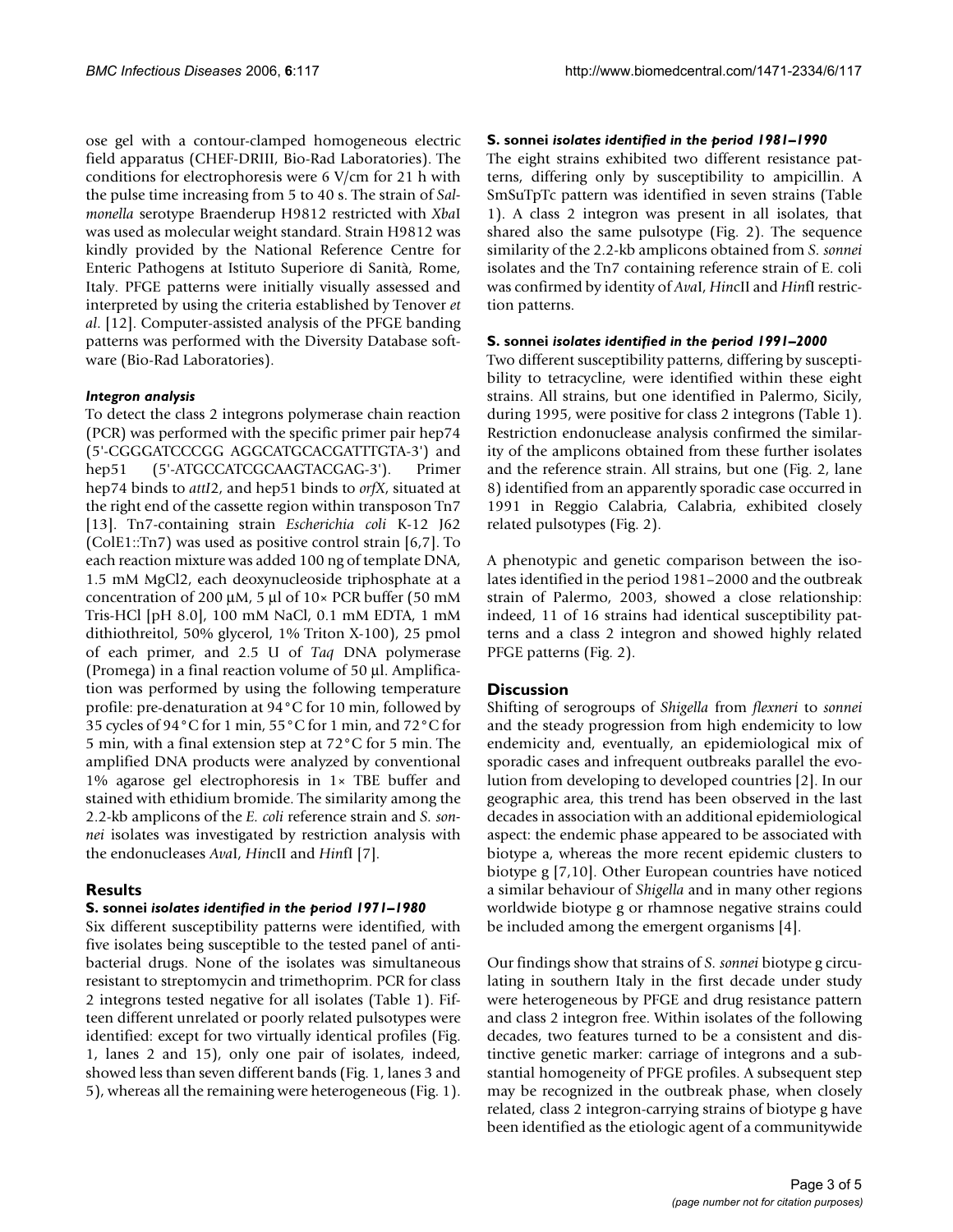ose gel with a contour-clamped homogeneous electric field apparatus (CHEF-DRIII, Bio-Rad Laboratories). The conditions for electrophoresis were 6 V/cm for 21 h with the pulse time increasing from 5 to 40 s. The strain of *Salmonella* serotype Braenderup H9812 restricted with *Xba*I was used as molecular weight standard. Strain H9812 was kindly provided by the National Reference Centre for Enteric Pathogens at Istituto Superiore di Sanità, Rome, Italy. PFGE patterns were initially visually assessed and interpreted by using the criteria established by Tenover *et al*. [12]. Computer-assisted analysis of the PFGE banding patterns was performed with the Diversity Database software (Bio-Rad Laboratories).

### *Integron analysis*

To detect the class 2 integrons polymerase chain reaction (PCR) was performed with the specific primer pair hep74 (5'-CGGGATCCCGG AGGCATGCACGATTTGTA-3') and hep51 (5'-ATGCCATCGCAAGTACGAG-3'). Primer hep74 binds to *attI2*, and hep51 binds to *orfX*, situated at the right end of the cassette region within transposon Tn7 [13]. Tn7-containing strain *Escherichia coli* K-12 J62 (ColE1::Tn7) was used as positive control strain [6,7]. To each reaction mixture was added 100 ng of template DNA, 1.5 mM MgCl2, each deoxynucleoside triphosphate at a concentration of 200 µM, 5 µl of 10× PCR buffer (50 mM Tris-HCl [pH 8.0], 100 mM NaCl, 0.1 mM EDTA, 1 mM dithiothreitol, 50% glycerol, 1% Triton X-100), 25 pmol of each primer, and 2.5 U of *Taq* DNA polymerase (Promega) in a final reaction volume of 50 µl. Amplification was performed by using the following temperature profile: pre-denaturation at 94°C for 10 min, followed by 35 cycles of 94°C for 1 min, 55°C for 1 min, and 72°C for 5 min, with a final extension step at 72°C for 5 min. The amplified DNA products were analyzed by conventional 1% agarose gel electrophoresis in 1× TBE buffer and stained with ethidium bromide. The similarity among the 2.2-kb amplicons of the *E. coli* reference strain and *S. sonnei* isolates was investigated by restriction analysis with the endonucleases *Ava*I, *Hinc*II and *Hinf*I [7].

## Results

### S. sonnei *isolates identified in the period 1971–1980*

Six different susceptibility patterns were identified, with five isolates being susceptible to the tested panel of antibacterial drugs. None of the isolates was simultaneous resistant to streptomycin and trimethoprim. PCR for class 2 integrons tested negative for all isolates (Table 1). Fifteen different unrelated or poorly related pulsotypes were identified: except for two virtually identical profiles (Fig. 1, lanes 2 and 15), only one pair of isolates, indeed, showed less than seven different bands (Fig. 1, lanes 3 and 5), whereas all the remaining were heterogeneous (Fig. 1).

### S. sonnei *isolates identified in the period 1981–1990*

The eight strains exhibited two different resistance patterns, differing only by susceptibility to ampicillin. A SmSuTpTc pattern was identified in seven strains (Table 1). A class 2 integron was present in all isolates, that shared also the same pulsotype (Fig. 2). The sequence similarity of the 2.2-kb amplicons obtained from *S. sonnei* isolates and the Tn7 containing reference strain of E. coli was confirmed by identity of *Ava*I, *Hinc*II and *Hinf*I restriction patterns.

### S. sonnei *isolates identified in the period 1991–2000*

Two different susceptibility patterns, differing by susceptibility to tetracycline, were identified within these eight strains. All strains, but one identified in Palermo, Sicily, during 1995, were positive for class 2 integrons (Table 1). Restriction endonuclease analysis confirmed the similarity of the amplicons obtained from these further isolates and the reference strain. All strains, but one (Fig. 2, lane 8) identified from an apparently sporadic case occurred in 1991 in Reggio Calabria, Calabria, exhibited closely related pulsotypes (Fig. 2).

A phenotypic and genetic comparison between the isolates identified in the period 1981–2000 and the outbreak strain of Palermo, 2003, showed a close relationship: indeed, 11 of 16 strains had identical susceptibility patterns and a class 2 integron and showed highly related PFGE patterns (Fig. 2).

## Discussion

Shifting of serogroups of *Shigella* from *flexneri* to *sonnei* and the steady progression from high endemicity to low endemicity and, eventually, an epidemiological mix of sporadic cases and infrequent outbreaks parallel the evolution from developing to developed countries [2]. In our geographic area, this trend has been observed in the last decades in association with an additional epidemiological aspect: the endemic phase appeared to be associated with biotype a, whereas the more recent epidemic clusters to biotype g [7,10]. Other European countries have noticed a similar behaviour of *Shigella* and in many other regions worldwide biotype g or rhamnose negative strains could be included among the emergent organisms [4].

Our findings show that strains of *S. sonnei* biotype g circulating in southern Italy in the first decade under study were heterogeneous by PFGE and drug resistance pattern and class 2 integron free. Within isolates of the following decades, two features turned to be a consistent and distinctive genetic marker: carriage of integrons and a substantial homogeneity of PFGE profiles. A subsequent step may be recognized in the outbreak phase, when closely related, class 2 integron-carrying strains of biotype g have been identified as the etiologic agent of a communitywide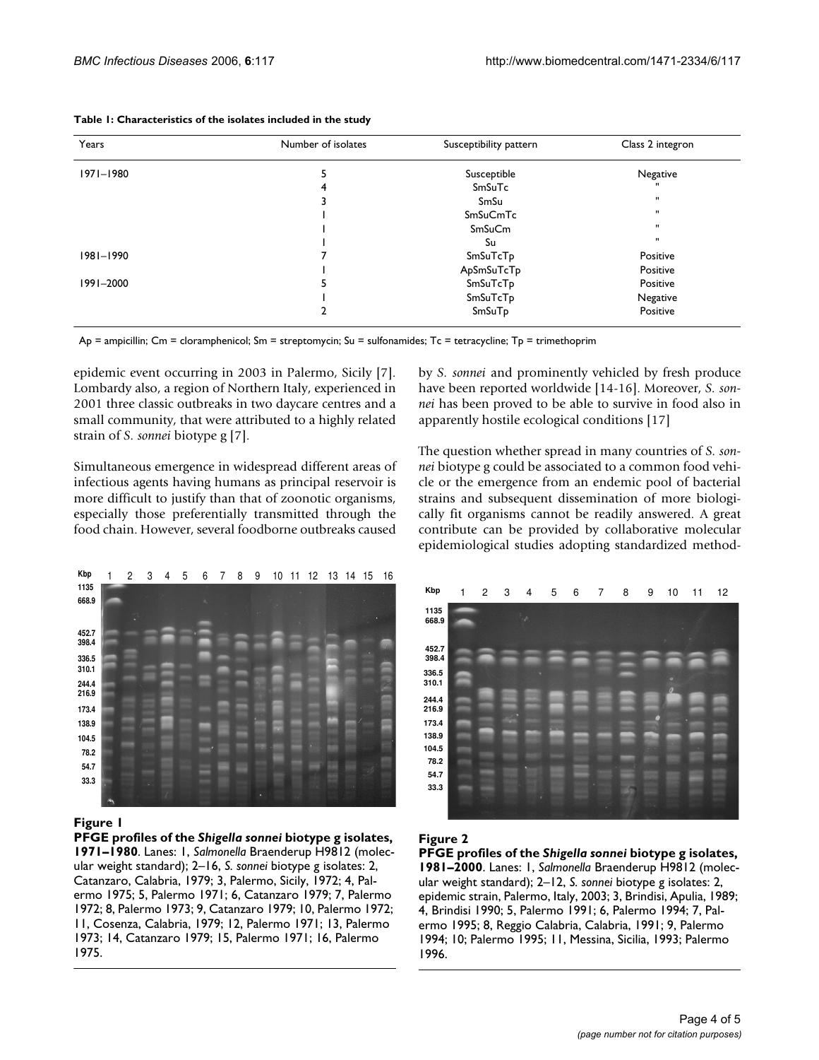**Table 1: Characteristics of the isolates included in the study**

| Years | Number of isolates | Susceptibility pattern | Class 2 integron |
|---|---|---|---|
| 1971–1980 | 5 | Susceptible | Negative |
| | 4 | SmSuTc | " |
| | 3 | SmSu | " |
| | 1 | SmSuCmTc | " |
| | 1 | SmSuCm | " |
| | 1 | Su | " |
| 1981–1990 | 7 | SmSuTcTp | Positive |
| | 1 | ApSmSuTcTp | Positive |
| 1991–2000 | 5 | SmSuTcTp | Positive |
| | 1 | SmSuTcTp | Negative |
| | 2 | SmSuTp | Positive |

Ap = ampicillin; Cm = cloramphenicol; Sm = streptomycin; Su = sulfonamides; Tc = tetracycline; Tp = trimethoprim

epidemic event occurring in 2003 in Palermo, Sicily [7]. Lombardy also, a region of Northern Italy, experienced in 2001 three classic outbreaks in two daycare centres and a small community, that were attributed to a highly related strain of *S. sonnei* biotype g [7].

Simultaneous emergence in widespread different areas of infectious agents having humans as principal reservoir is more difficult to justify than that of zoonotic organisms, especially those preferentially transmitted through the food chain. However, several foodborne outbreaks caused by *S. sonnei* and prominently vehicled by fresh produce have been reported worldwide [14-16]. Moreover, *S. sonnei* has been proved to be able to survive in food also in apparently hostile ecological conditions [17]

The question whether spread in many countries of *S. sonnei* biotype g could be associated to a common food vehicle or the emergence from an endemic pool of bacterial strains and subsequent dissemination of more biologically fit organisms cannot be readily answered. A great contribute can be provided by collaborative molecular epidemiological studies adopting standardized method-

**Figure 1**

**PFGE profiles of the *Shigella sonnei* biotype g isolates, 1971–1980**. Lanes: 1, *Salmonella* Braenderup H9812 (molecular weight standard); 2–16, *S. sonnei* biotype g isolates: 2, Catanzaro, Calabria, 1979; 3, Palermo, Sicily, 1972; 4, Palermo 1975; 5, Palermo 1971; 6, Catanzaro 1979; 7, Palermo 1972; 8, Palermo 1973; 9, Catanzaro 1979; 10, Palermo 1972; 11, Cosenza, Calabria, 1979; 12, Palermo 1971; 13, Palermo 1973; 14, Catanzaro 1979; 15, Palermo 1971; 16, Palermo 1975.

**Figure 2**

**PFGE profiles of the *Shigella sonnei* biotype g isolates, 1981–2000**. Lanes: 1, *Salmonella* Braenderup H9812 (molecular weight standard); 2–12, *S. sonnei* biotype g isolates: 2, epidemic strain, Palermo, Italy, 2003; 3, Brindisi, Apulia, 1989; 4, Brindisi 1990; 5, Palermo 1991; 6, Palermo 1994; 7, Palermo 1995; 8, Reggio Calabria, Calabria, 1991; 9, Palermo 1994; 10; Palermo 1995; 11, Messina, Sicilia, 1993; Palermo 1996.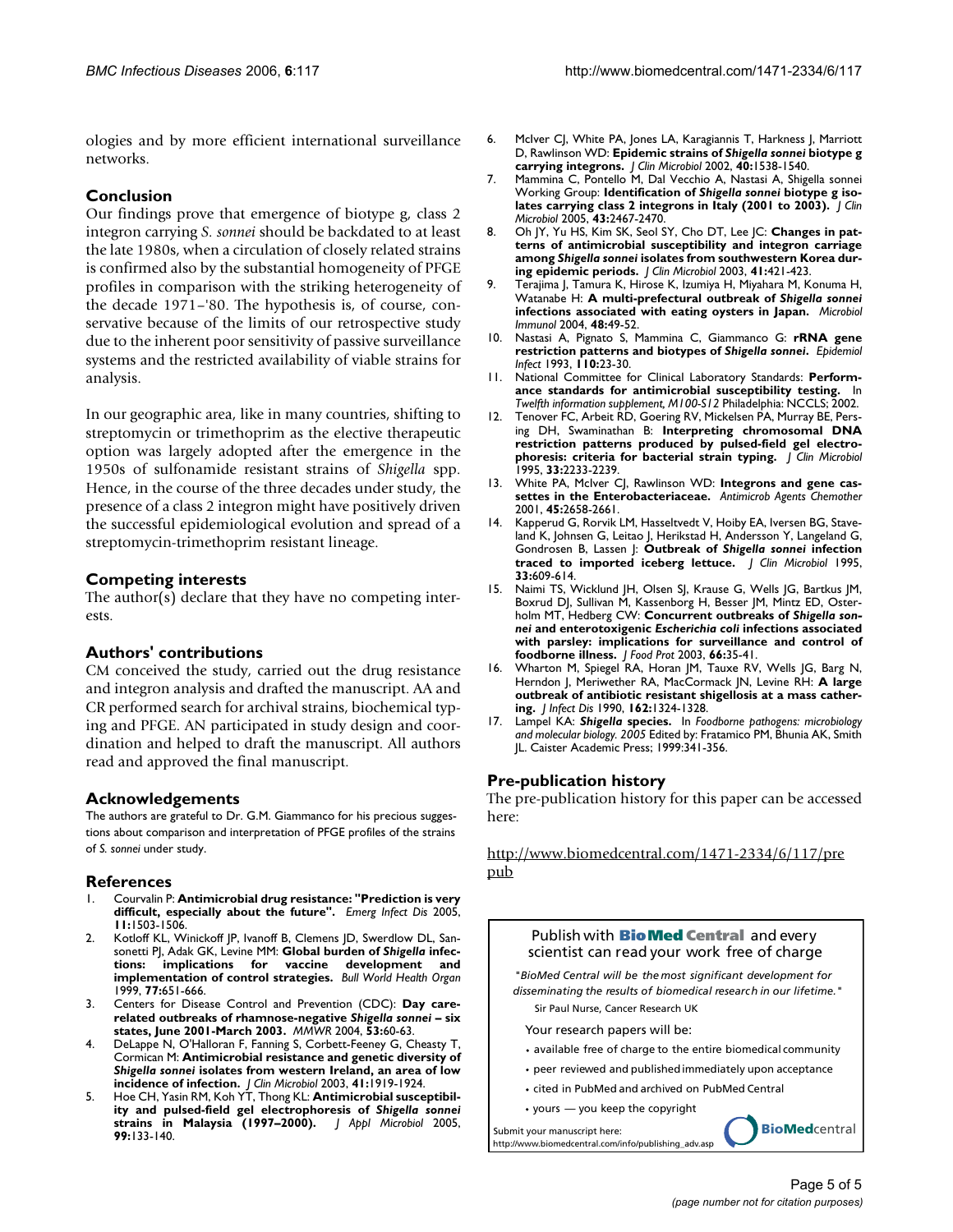ologies and by more efficient international surveillance networks.

## Conclusion

Our findings prove that emergence of biotype g, class 2 integron carrying *S. sonnei* should be backdated to at least the late 1980s, when a circulation of closely related strains is confirmed also by the substantial homogeneity of PFGE profiles in comparison with the striking heterogeneity of the decade 1971–'80. The hypothesis is, of course, conservative because of the limits of our retrospective study due to the inherent poor sensitivity of passive surveillance systems and the restricted availability of viable strains for analysis.

In our geographic area, like in many countries, shifting to streptomycin or trimethoprim as the elective therapeutic option was largely adopted after the emergence in the 1950s of sulfonamide resistant strains of *Shigella* spp. Hence, in the course of the three decades under study, the presence of a class 2 integron might have positively driven the successful epidemiological evolution and spread of a streptomycin-trimethoprim resistant lineage.

## Competing interests

The author(s) declare that they have no competing interests.

## Authors' contributions

CM conceived the study, carried out the drug resistance and integron analysis and drafted the manuscript. AA and CR performed search for archival strains, biochemical typing and PFGE. AN participated in study design and coordination and helped to draft the manuscript. All authors read and approved the final manuscript.

## Acknowledgements

The authors are grateful to Dr. G.M. Giammanco for his precious suggestions about comparison and interpretation of PFGE profiles of the strains of *S. sonnei* under study.

## References

1. Courvalin P: **Antimicrobial drug resistance: "Prediction is very difficult, especially about the future".** *Emerg Infect Dis* 2005, **11:**1503-1506.
2. Kotloff KL, Winickoff JP, Ivanoff B, Clemens JD, Swerdlow DL, Sansonetti PJ, Adak GK, Levine MM: **Global burden of *Shigella* infections: implications for vaccine development and implementation of control strategies.** *Bull World Health Organ* 1999, **77:**651-666.
3. Centers for Disease Control and Prevention (CDC): **Day care-related outbreaks of rhamnose-negative *Shigella sonnei* – six states, June 2001-March 2003.** *MMWR* 2004, **53:**60-63.
4. DeLappe N, O'Halloran F, Fanning S, Corbett-Feeney G, Cheasty T, Cormican M: **Antimicrobial resistance and genetic diversity of *Shigella sonnei* isolates from western Ireland, an area of low incidence of infection.** *J Clin Microbiol* 2003, **41:**1919-1924.
5. Hoe CH, Yasin RM, Koh YT, Thong KL: **Antimicrobial susceptibility and pulsed-field gel electrophoresis of *Shigella sonnei* strains in Malaysia (1997–2000).** *J Appl Microbiol* 2005, **99:**133-140.
6. McIver CJ, White PA, Jones LA, Karagiannis T, Harkness J, Marriott D, Rawlinson WD: **Epidemic strains of *Shigella sonnei* biotype g carrying integrons.** *J Clin Microbiol* 2002, **40:**1538-1540.
7. Mammina C, Pontello M, Dal Vecchio A, Nastasi A, Shigella sonnei Working Group: **Identification of *Shigella sonnei* biotype g isolates carrying class 2 integrons in Italy (2001 to 2003).** *J Clin Microbiol* 2005, **43:**2467-2470.
8. Oh JY, Yu HS, Kim SK, Seol SY, Cho DT, Lee JC: **Changes in patterns of antimicrobial susceptibility and integron carriage among *Shigella sonnei* isolates from southwestern Korea during epidemic periods.** *J Clin Microbiol* 2003, **41:**421-423.
9. Terajima J, Tamura K, Hirose K, Izumiya H, Miyahara M, Konuma H, Watanabe H: **A multi-prefectural outbreak of *Shigella sonnei* infections associated with eating oysters in Japan.** *Microbiol Immunol* 2004, **48:**49-52.
10. Nastasi A, Pignato S, Mammina C, Giammanco G: **rRNA gene restriction patterns and biotypes of *Shigella sonnei*.** *Epidemiol Infect* 1993, **110:**23-30.
11. National Committee for Clinical Laboratory Standards: **Performance standards for antimicrobial susceptibility testing.** In *Twelfth information supplement, M100-S12* Philadelphia: NCCLS; 2002.
12. Tenover FC, Arbeit RD, Goering RV, Mickelsen PA, Murray BE, Persing DH, Swaminathan B: **Interpreting chromosomal DNA restriction patterns produced by pulsed-field gel electrophoresis: criteria for bacterial strain typing.** *J Clin Microbiol* 1995, **33:**2233-2239.
13. White PA, McIver CJ, Rawlinson WD: **Integrons and gene cassettes in the Enterobacteriaceae.** *Antimicrob Agents Chemother* 2001, **45:**2658-2661.
14. Kapperud G, Rorvik LM, Hasseltvedt V, Hoiby EA, Iversen BG, Staveland K, Johnsen G, Leitao J, Herikstad H, Andersson Y, Langeland G, Gondrosen B, Lassen J: **Outbreak of *Shigella sonnei* infection traced to imported iceberg lettuce.** *J Clin Microbiol* 1995, **33:**609-614.
15. Naimi TS, Wicklund JH, Olsen SJ, Krause G, Wells JG, Bartkus JM, Boxrud DJ, Sullivan M, Kassenborg H, Besser JM, Mintz ED, Osterholm MT, Hedberg CW: **Concurrent outbreaks of *Shigella sonnei* and enterotoxigenic *Escherichia coli* infections associated with parsley: implications for surveillance and control of foodborne illness.** *J Food Prot* 2003, **66:**35-41.
16. Wharton M, Spiegel RA, Horan JM, Tauxe RV, Wells JG, Barg N, Herndon J, Meriwether RA, MacCormack JN, Levine RH: **A large outbreak of antibiotic resistant shigellosis at a mass cathering.** *J Infect Dis* 1990, **162:**1324-1328.
17. Lampel KA: ***Shigella* species.** In *Foodborne pathogens: microbiology and molecular biology. 2005* Edited by: Fratamico PM, Bhunia AK, Smith JL. Caister Academic Press; 1999:341-356.

## Pre-publication history

The pre-publication history for this paper can be accessed here:

http://www.biomedcentral.com/1471-2334/6/117/prepub

Publish with **BioMed Central** and every scientist can read your work free of charge

*"BioMed Central will be the most significant development for disseminating the results of biomedical research in our lifetime."*
Sir Paul Nurse, Cancer Research UK

Your research papers will be:

- available free of charge to the entire biomedical community
- peer reviewed and published immediately upon acceptance
- cited in PubMed and archived on PubMed Central
- yours — you keep the copyright

Submit your manuscript here:
http://www.biomedcentral.com/info/publishing_adv.asp

BioMedcentral